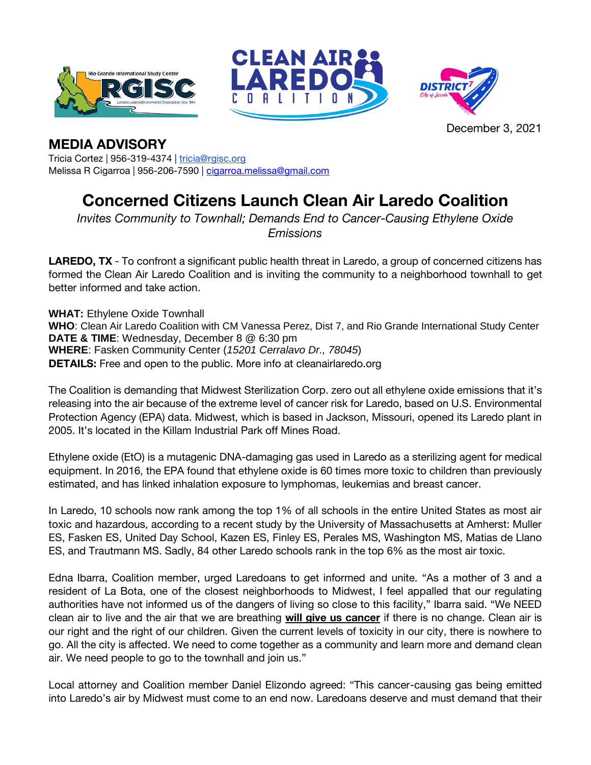December 3, 2021

## MEDIA ADVISORY

Tricia Cortez | 956-319-4374 | tricia@rgisc.org
Melissa R Cigarroa | 956-206-7590 | cigarroa.melissa@gmail.com

# Concerned Citizens Launch Clean Air Laredo Coalition

*Invites Community to Townhall; Demands End to Cancer-Causing Ethylene Oxide Emissions*

**LAREDO, TX** - To confront a significant public health threat in Laredo, a group of concerned citizens has formed the Clean Air Laredo Coalition and is inviting the community to a neighborhood townhall to get better informed and take action.

**WHAT:** Ethylene Oxide Townhall
**WHO**: Clean Air Laredo Coalition with CM Vanessa Perez, Dist 7, and Rio Grande International Study Center
**DATE & TIME**: Wednesday, December 8 @ 6:30 pm
**WHERE**: Fasken Community Center (*15201 Cerralavo Dr., 78045*)
**DETAILS:** Free and open to the public. More info at cleanairlaredo.org

The Coalition is demanding that Midwest Sterilization Corp. zero out all ethylene oxide emissions that it's releasing into the air because of the extreme level of cancer risk for Laredo, based on U.S. Environmental Protection Agency (EPA) data. Midwest, which is based in Jackson, Missouri, opened its Laredo plant in 2005. It's located in the Killam Industrial Park off Mines Road.

Ethylene oxide (EtO) is a mutagenic DNA-damaging gas used in Laredo as a sterilizing agent for medical equipment. In 2016, the EPA found that ethylene oxide is 60 times more toxic to children than previously estimated, and has linked inhalation exposure to lymphomas, leukemias and breast cancer.

In Laredo, 10 schools now rank among the top 1% of all schools in the entire United States as most air toxic and hazardous, according to a recent study by the University of Massachusetts at Amherst: Muller ES, Fasken ES, United Day School, Kazen ES, Finley ES, Perales MS, Washington MS, Matias de Llano ES, and Trautmann MS. Sadly, 84 other Laredo schools rank in the top 6% as the most air toxic.

Edna Ibarra, Coalition member, urged Laredoans to get informed and unite. "As a mother of 3 and a resident of La Bota, one of the closest neighborhoods to Midwest, I feel appalled that our regulating authorities have not informed us of the dangers of living so close to this facility," Ibarra said. "We NEED clean air to live and the air that we are breathing **will give us cancer** if there is no change. Clean air is our right and the right of our children. Given the current levels of toxicity in our city, there is nowhere to go. All the city is affected. We need to come together as a community and learn more and demand clean air. We need people to go to the townhall and join us."

Local attorney and Coalition member Daniel Elizondo agreed: "This cancer-causing gas being emitted into Laredo's air by Midwest must come to an end now. Laredoans deserve and must demand that their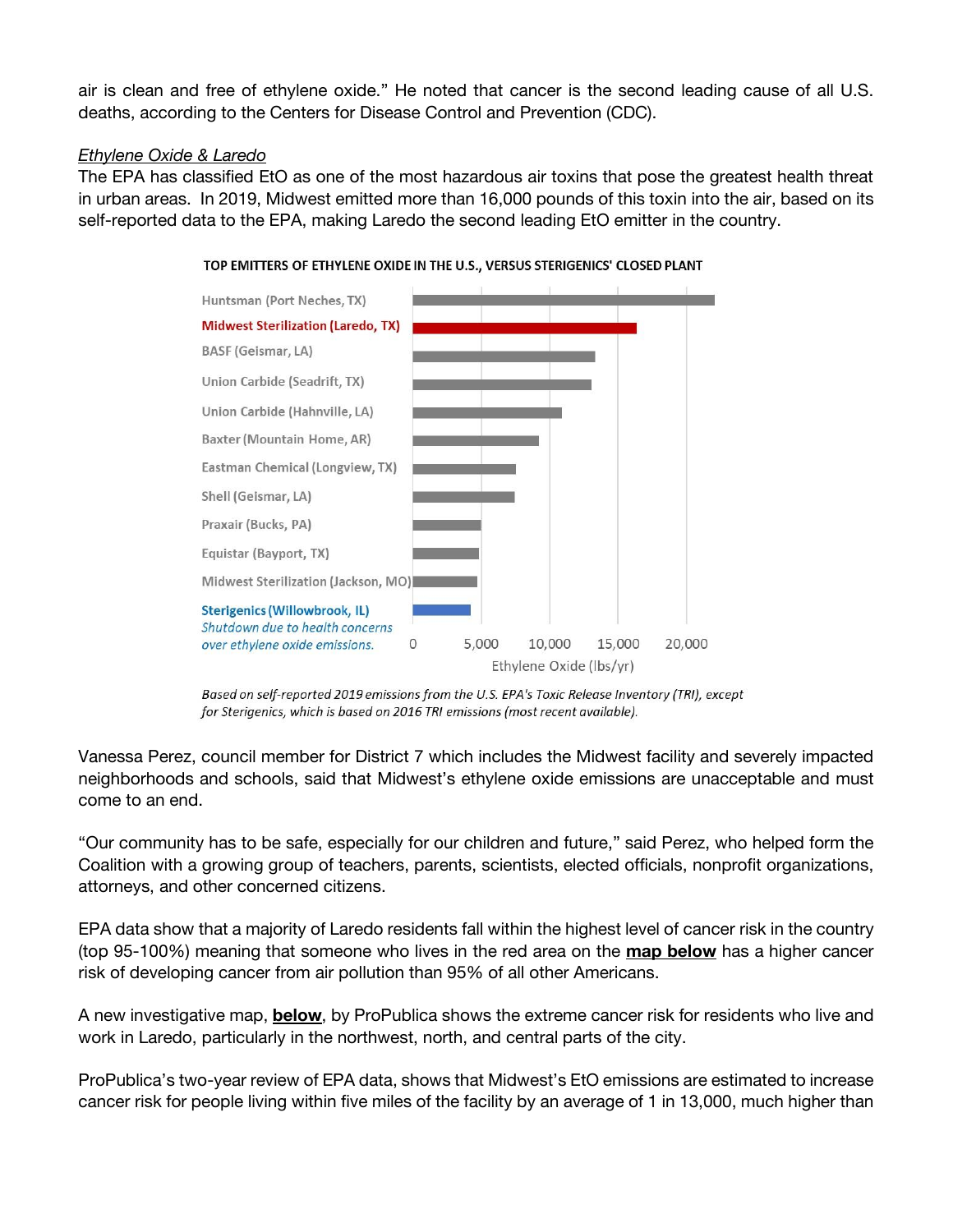air is clean and free of ethylene oxide." He noted that cancer is the second leading cause of all U.S. deaths, according to the Centers for Disease Control and Prevention (CDC).

*Ethylene Oxide & Laredo*

The EPA has classified EtO as one of the most hazardous air toxins that pose the greatest health threat in urban areas. In 2019, Midwest emitted more than 16,000 pounds of this toxin into the air, based on its self-reported data to the EPA, making Laredo the second leading EtO emitter in the country.

**TOP EMITTERS OF ETHYLENE OXIDE IN THE U.S., VERSUS STERIGENICS' CLOSED PLANT**

| Facility | Ethylene Oxide (lbs/yr) |
|---|---|
| Huntsman (Port Neches, TX) | |
| Midwest Sterilization (Laredo, TX) | |
| BASF (Geismar, LA) | |
| Union Carbide (Seadrift, TX) | |
| Union Carbide (Hahnville, LA) | |
| Baxter (Mountain Home, AR) | |
| Eastman Chemical (Longview, TX) | |
| Shell (Geismar, LA) | |
| Praxair (Bucks, PA) | |
| Equistar (Bayport, TX) | |
| Midwest Sterilization (Jackson, MO) | |
| Sterigenics (Willowbrook, IL) *Shutdown due to health concerns over ethylene oxide emissions.* | |

Axis: 0, 5,000, 10,000, 15,000, 20,000 — Ethylene Oxide (lbs/yr)

*Based on self-reported 2019 emissions from the U.S. EPA's Toxic Release Inventory (TRI), except for Sterigenics, which is based on 2016 TRI emissions (most recent available).*

Vanessa Perez, council member for District 7 which includes the Midwest facility and severely impacted neighborhoods and schools, said that Midwest's ethylene oxide emissions are unacceptable and must come to an end.

"Our community has to be safe, especially for our children and future," said Perez, who helped form the Coalition with a growing group of teachers, parents, scientists, elected officials, nonprofit organizations, attorneys, and other concerned citizens.

EPA data show that a majority of Laredo residents fall within the highest level of cancer risk in the country (top 95-100%) meaning that someone who lives in the red area on the **map below** has a higher cancer risk of developing cancer from air pollution than 95% of all other Americans.

A new investigative map, **below**, by ProPublica shows the extreme cancer risk for residents who live and work in Laredo, particularly in the northwest, north, and central parts of the city.

ProPublica's two-year review of EPA data, shows that Midwest's EtO emissions are estimated to increase cancer risk for people living within five miles of the facility by an average of 1 in 13,000, much higher than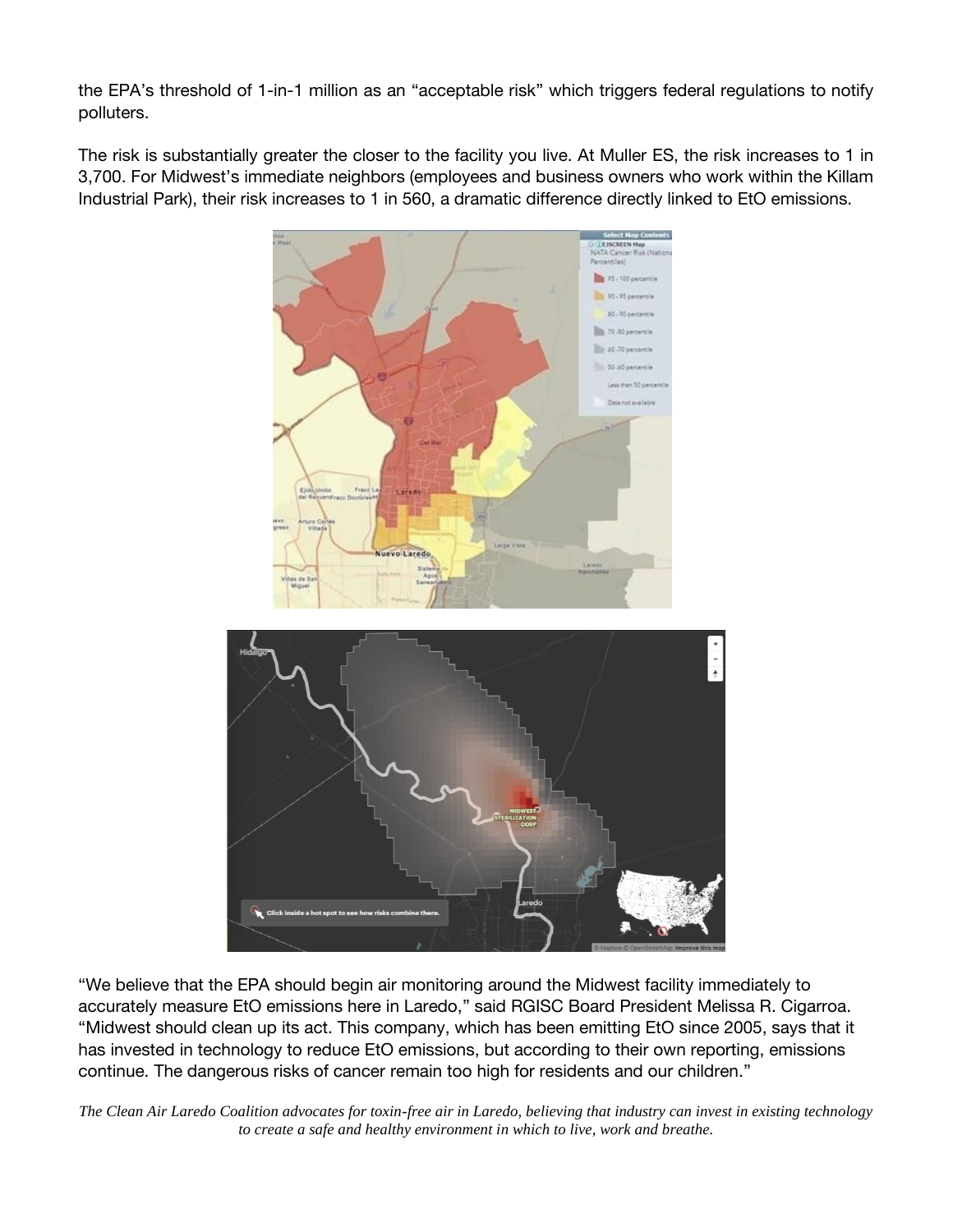the EPA's threshold of 1-in-1 million as an "acceptable risk" which triggers federal regulations to notify polluters.

The risk is substantially greater the closer to the facility you live. At Muller ES, the risk increases to 1 in 3,700. For Midwest's immediate neighbors (employees and business owners who work within the Killam Industrial Park), their risk increases to 1 in 560, a dramatic difference directly linked to EtO emissions.

"We believe that the EPA should begin air monitoring around the Midwest facility immediately to accurately measure EtO emissions here in Laredo," said RGISC Board President Melissa R. Cigarroa. "Midwest should clean up its act. This company, which has been emitting EtO since 2005, says that it has invested in technology to reduce EtO emissions, but according to their own reporting, emissions continue. The dangerous risks of cancer remain too high for residents and our children."

*The Clean Air Laredo Coalition advocates for toxin-free air in Laredo, believing that industry can invest in existing technology to create a safe and healthy environment in which to live, work and breathe.*